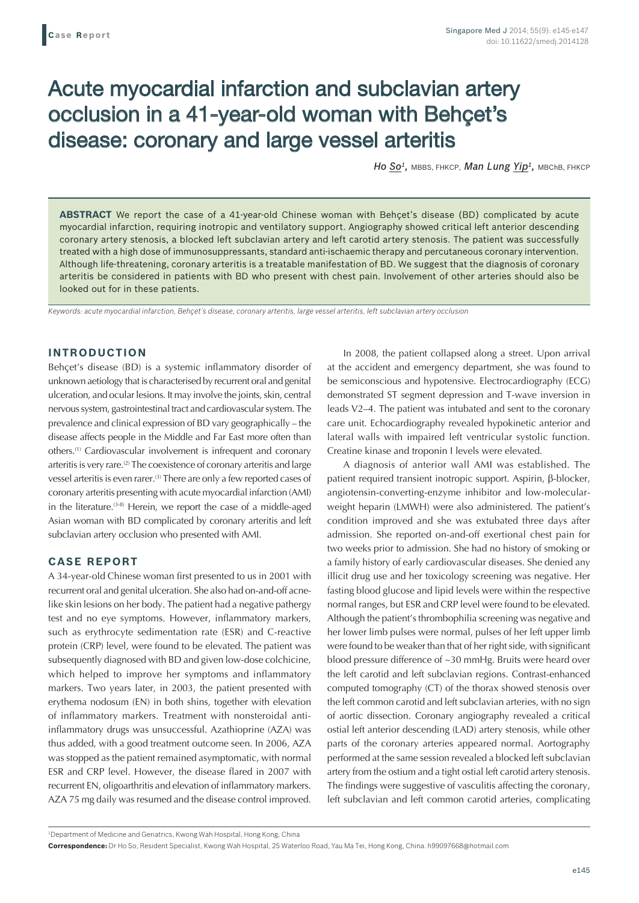Case Report

# Acute myocardial infarction and subclavian artery occlusion in a 41-year-old woman with Behçet's disease: coronary and large vessel arteritis

*Ho So*[1], MBBS, FHKCP, *Man Lung Yip*[1], MBChB, FHKCP

**ABSTRACT** We report the case of a 41-year-old Chinese woman with Behçet's disease (BD) complicated by acute myocardial infarction, requiring inotropic and ventilatory support. Angiography showed critical left anterior descending coronary artery stenosis, a blocked left subclavian artery and left carotid artery stenosis. The patient was successfully treated with a high dose of immunosuppressants, standard anti-ischaemic therapy and percutaneous coronary intervention. Although life-threatening, coronary arteritis is a treatable manifestation of BD. We suggest that the diagnosis of coronary arteritis be considered in patients with BD who present with chest pain. Involvement of other arteries should also be looked out for in these patients.

*Keywords: acute myocardial infarction, Behçet's disease, coronary arteritis, large vessel arteritis, left subclavian artery occlusion*

## INTRODUCTION

Behçet's disease (BD) is a systemic inflammatory disorder of unknown aetiology that is characterised by recurrent oral and genital ulceration, and ocular lesions. It may involve the joints, skin, central nervous system, gastrointestinal tract and cardiovascular system. The prevalence and clinical expression of BD vary geographically – the disease affects people in the Middle and Far East more often than others.[1] Cardiovascular involvement is infrequent and coronary arteritis is very rare.[2] The coexistence of coronary arteritis and large vessel arteritis is even rarer.[3] There are only a few reported cases of coronary arteritis presenting with acute myocardial infarction (AMI) in the literature.[3-8] Herein, we report the case of a middle-aged Asian woman with BD complicated by coronary arteritis and left subclavian artery occlusion who presented with AMI.

## CASE REPORT

A 34-year-old Chinese woman first presented to us in 2001 with recurrent oral and genital ulceration. She also had on-and-off acne-like skin lesions on her body. The patient had a negative pathergy test and no eye symptoms. However, inflammatory markers, such as erythrocyte sedimentation rate (ESR) and C-reactive protein (CRP) level, were found to be elevated. The patient was subsequently diagnosed with BD and given low-dose colchicine, which helped to improve her symptoms and inflammatory markers. Two years later, in 2003, the patient presented with erythema nodosum (EN) in both shins, together with elevation of inflammatory markers. Treatment with nonsteroidal anti-inflammatory drugs was unsuccessful. Azathioprine (AZA) was thus added, with a good treatment outcome seen. In 2006, AZA was stopped as the patient remained asymptomatic, with normal ESR and CRP level. However, the disease flared in 2007 with recurrent EN, oligoarthritis and elevation of inflammatory markers. AZA 75 mg daily was resumed and the disease control improved.

In 2008, the patient collapsed along a street. Upon arrival at the accident and emergency department, she was found to be semiconscious and hypotensive. Electrocardiography (ECG) demonstrated ST segment depression and T-wave inversion in leads V2–4. The patient was intubated and sent to the coronary care unit. Echocardiography revealed hypokinetic anterior and lateral walls with impaired left ventricular systolic function. Creatine kinase and troponin I levels were elevated.

A diagnosis of anterior wall AMI was established. The patient required transient inotropic support. Aspirin, β-blocker, angiotensin-converting-enzyme inhibitor and low-molecular-weight heparin (LMWH) were also administered. The patient's condition improved and she was extubated three days after admission. She reported on-and-off exertional chest pain for two weeks prior to admission. She had no history of smoking or a family history of early cardiovascular diseases. She denied any illicit drug use and her toxicology screening was negative. Her fasting blood glucose and lipid levels were within the respective normal ranges, but ESR and CRP level were found to be elevated. Although the patient's thrombophilia screening was negative and her lower limb pulses were normal, pulses of her left upper limb were found to be weaker than that of her right side, with significant blood pressure difference of ~30 mmHg. Bruits were heard over the left carotid and left subclavian regions. Contrast-enhanced computed tomography (CT) of the thorax showed stenosis over the left common carotid and left subclavian arteries, with no sign of aortic dissection. Coronary angiography revealed a critical ostial left anterior descending (LAD) artery stenosis, while other parts of the coronary arteries appeared normal. Aortography performed at the same session revealed a blocked left subclavian artery from the ostium and a tight ostial left carotid artery stenosis. The findings were suggestive of vasculitis affecting the coronary, left subclavian and left common carotid arteries, complicating

[1]Department of Medicine and Geriatrics, Kwong Wah Hospital, Hong Kong, China

**Correspondence:** Dr Ho So, Resident Specialist, Kwong Wah Hospital, 25 Waterloo Road, Yau Ma Tei, Hong Kong, China. h99097668@hotmail.com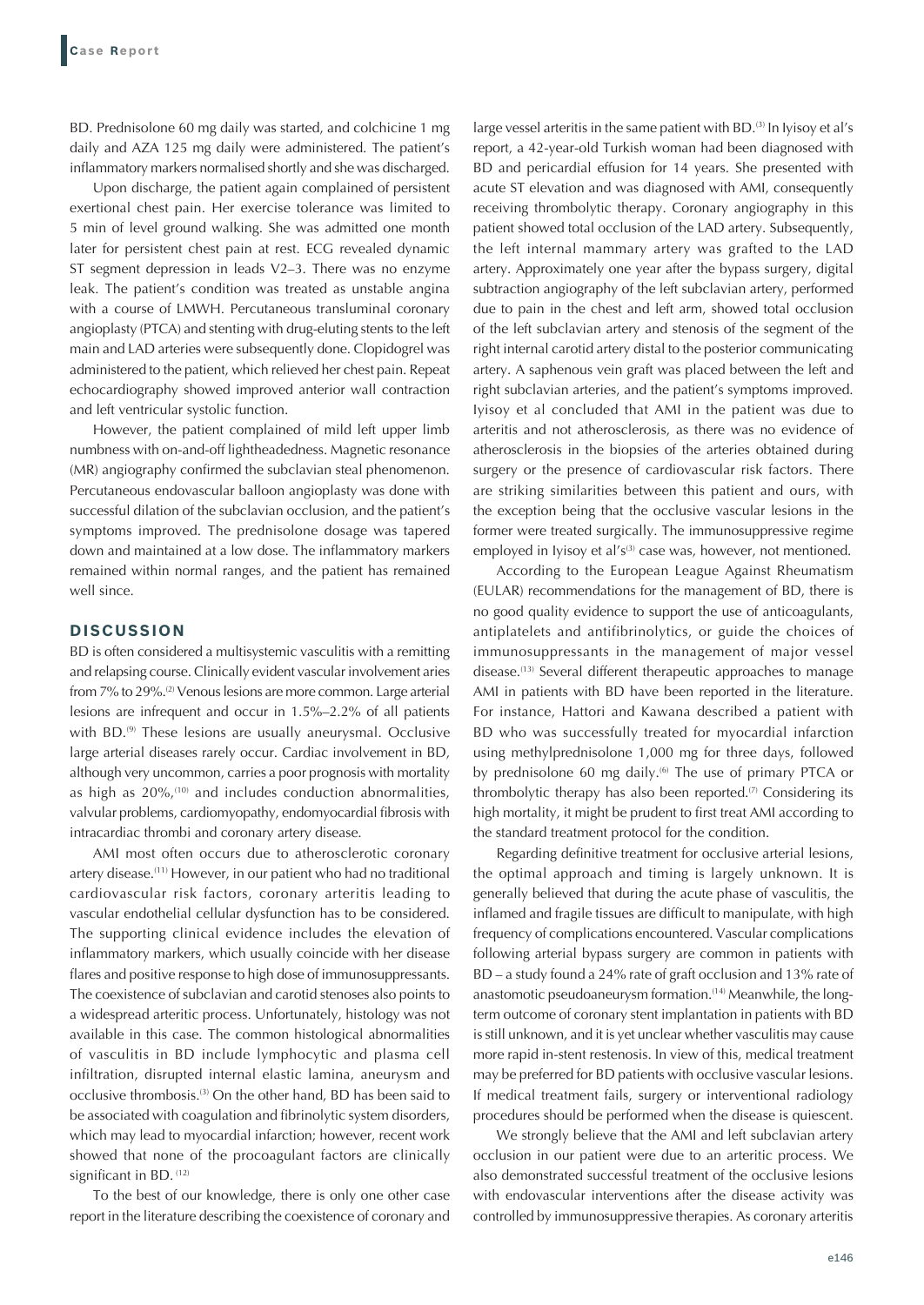BD. Prednisolone 60 mg daily was started, and colchicine 1 mg daily and AZA 125 mg daily were administered. The patient's inflammatory markers normalised shortly and she was discharged.

Upon discharge, the patient again complained of persistent exertional chest pain. Her exercise tolerance was limited to 5 min of level ground walking. She was admitted one month later for persistent chest pain at rest. ECG revealed dynamic ST segment depression in leads V2–3. There was no enzyme leak. The patient's condition was treated as unstable angina with a course of LMWH. Percutaneous transluminal coronary angioplasty (PTCA) and stenting with drug-eluting stents to the left main and LAD arteries were subsequently done. Clopidogrel was administered to the patient, which relieved her chest pain. Repeat echocardiography showed improved anterior wall contraction and left ventricular systolic function.

However, the patient complained of mild left upper limb numbness with on-and-off lightheadedness. Magnetic resonance (MR) angiography confirmed the subclavian steal phenomenon. Percutaneous endovascular balloon angioplasty was done with successful dilation of the subclavian occlusion, and the patient's symptoms improved. The prednisolone dosage was tapered down and maintained at a low dose. The inflammatory markers remained within normal ranges, and the patient has remained well since.

## DISCUSSION

BD is often considered a multisystemic vasculitis with a remitting and relapsing course. Clinically evident vascular involvement aries from 7% to 29%.[2] Venous lesions are more common. Large arterial lesions are infrequent and occur in 1.5%–2.2% of all patients with BD.[9] These lesions are usually aneurysmal. Occlusive large arterial diseases rarely occur. Cardiac involvement in BD, although very uncommon, carries a poor prognosis with mortality as high as 20%,[10] and includes conduction abnormalities, valvular problems, cardiomyopathy, endomyocardial fibrosis with intracardiac thrombi and coronary artery disease.

AMI most often occurs due to atherosclerotic coronary artery disease.[11] However, in our patient who had no traditional cardiovascular risk factors, coronary arteritis leading to vascular endothelial cellular dysfunction has to be considered. The supporting clinical evidence includes the elevation of inflammatory markers, which usually coincide with her disease flares and positive response to high dose of immunosuppressants. The coexistence of subclavian and carotid stenoses also points to a widespread arteritic process. Unfortunately, histology was not available in this case. The common histological abnormalities of vasculitis in BD include lymphocytic and plasma cell infiltration, disrupted internal elastic lamina, aneurysm and occlusive thrombosis.[3] On the other hand, BD has been said to be associated with coagulation and fibrinolytic system disorders, which may lead to myocardial infarction; however, recent work showed that none of the procoagulant factors are clinically significant in BD.[12]

To the best of our knowledge, there is only one other case report in the literature describing the coexistence of coronary and large vessel arteritis in the same patient with BD.[3] In Iyisoy et al's report, a 42-year-old Turkish woman had been diagnosed with BD and pericardial effusion for 14 years. She presented with acute ST elevation and was diagnosed with AMI, consequently receiving thrombolytic therapy. Coronary angiography in this patient showed total occlusion of the LAD artery. Subsequently, the left internal mammary artery was grafted to the LAD artery. Approximately one year after the bypass surgery, digital subtraction angiography of the left subclavian artery, performed due to pain in the chest and left arm, showed total occlusion of the left subclavian artery and stenosis of the segment of the right internal carotid artery distal to the posterior communicating artery. A saphenous vein graft was placed between the left and right subclavian arteries, and the patient's symptoms improved. Iyisoy et al concluded that AMI in the patient was due to arteritis and not atherosclerosis, as there was no evidence of atherosclerosis in the biopsies of the arteries obtained during surgery or the presence of cardiovascular risk factors. There are striking similarities between this patient and ours, with the exception being that the occlusive vascular lesions in the former were treated surgically. The immunosuppressive regime employed in Iyisoy et al's[3] case was, however, not mentioned.

According to the European League Against Rheumatism (EULAR) recommendations for the management of BD, there is no good quality evidence to support the use of anticoagulants, antiplatelets and antifibrinolytics, or guide the choices of immunosuppressants in the management of major vessel disease.[13] Several different therapeutic approaches to manage AMI in patients with BD have been reported in the literature. For instance, Hattori and Kawana described a patient with BD who was successfully treated for myocardial infarction using methylprednisolone 1,000 mg for three days, followed by prednisolone 60 mg daily.[6] The use of primary PTCA or thrombolytic therapy has also been reported.[7] Considering its high mortality, it might be prudent to first treat AMI according to the standard treatment protocol for the condition.

Regarding definitive treatment for occlusive arterial lesions, the optimal approach and timing is largely unknown. It is generally believed that during the acute phase of vasculitis, the inflamed and fragile tissues are difficult to manipulate, with high frequency of complications encountered. Vascular complications following arterial bypass surgery are common in patients with BD – a study found a 24% rate of graft occlusion and 13% rate of anastomotic pseudoaneurysm formation.[14] Meanwhile, the long-term outcome of coronary stent implantation in patients with BD is still unknown, and it is yet unclear whether vasculitis may cause more rapid in-stent restenosis. In view of this, medical treatment may be preferred for BD patients with occlusive vascular lesions. If medical treatment fails, surgery or interventional radiology procedures should be performed when the disease is quiescent.

We strongly believe that the AMI and left subclavian artery occlusion in our patient were due to an arteritic process. We also demonstrated successful treatment of the occlusive lesions with endovascular interventions after the disease activity was controlled by immunosuppressive therapies. As coronary arteritis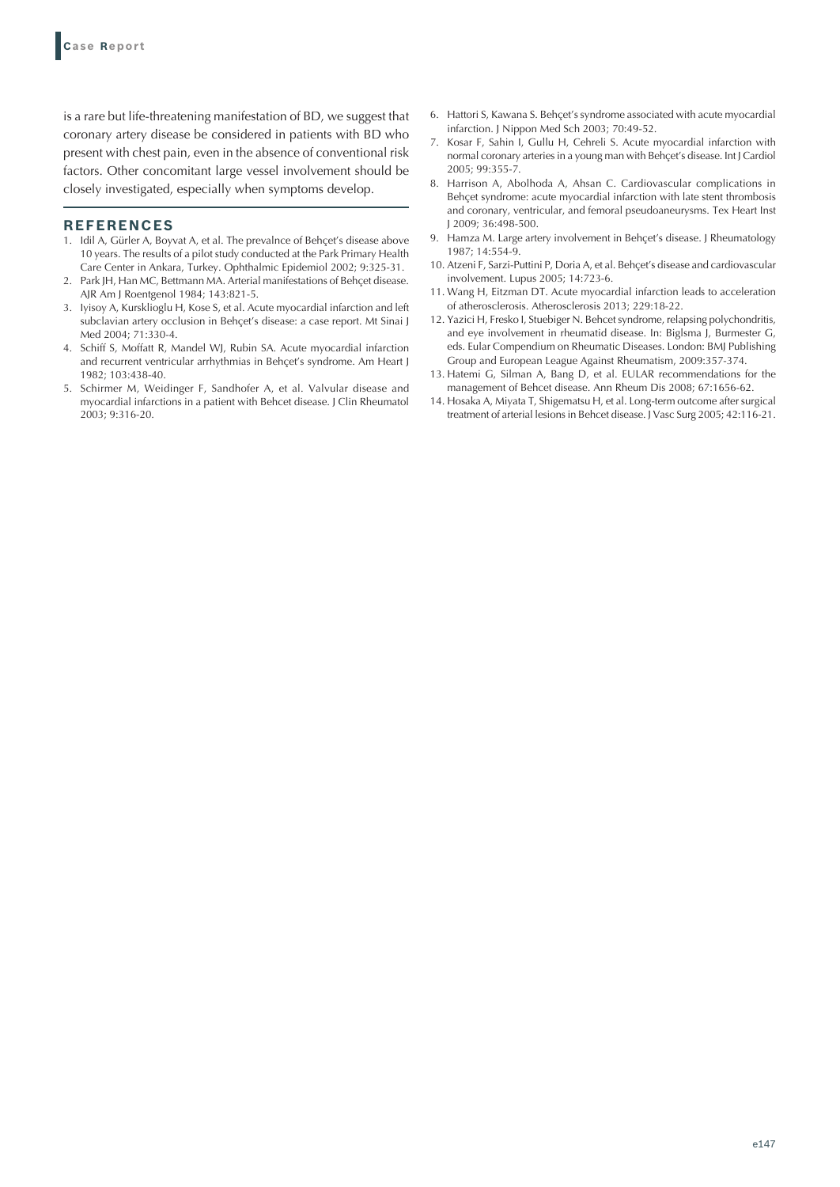is a rare but life-threatening manifestation of BD, we suggest that coronary artery disease be considered in patients with BD who present with chest pain, even in the absence of conventional risk factors. Other concomitant large vessel involvement should be closely investigated, especially when symptoms develop.

## REFERENCES

1. Idil A, Gürler A, Boyvat A, et al. The prevalnce of Behçet's disease above 10 years. The results of a pilot study conducted at the Park Primary Health Care Center in Ankara, Turkey. Ophthalmic Epidemiol 2002; 9:325-31.
2. Park JH, Han MC, Bettmann MA. Arterial manifestations of Behçet disease. AJR Am J Roentgenol 1984; 143:821-5.
3. Iyisoy A, Kursklioglu H, Kose S, et al. Acute myocardial infarction and left subclavian artery occlusion in Behçet's disease: a case report. Mt Sinai J Med 2004; 71:330-4.
4. Schiff S, Moffatt R, Mandel WJ, Rubin SA. Acute myocardial infarction and recurrent ventricular arrhythmias in Behçet's syndrome. Am Heart J 1982; 103:438-40.
5. Schirmer M, Weidinger F, Sandhofer A, et al. Valvular disease and myocardial infarctions in a patient with Behcet disease. J Clin Rheumatol 2003; 9:316-20.
6. Hattori S, Kawana S. Behçet's syndrome associated with acute myocardial infarction. J Nippon Med Sch 2003; 70:49-52.
7. Kosar F, Sahin I, Gullu H, Cehreli S. Acute myocardial infarction with normal coronary arteries in a young man with Behçet's disease. Int J Cardiol 2005; 99:355-7.
8. Harrison A, Abolhoda A, Ahsan C. Cardiovascular complications in Behçet syndrome: acute myocardial infarction with late stent thrombosis and coronary, ventricular, and femoral pseudoaneurysms. Tex Heart Inst J 2009; 36:498-500.
9. Hamza M. Large artery involvement in Behçet's disease. J Rheumatology 1987; 14:554-9.
10. Atzeni F, Sarzi-Puttini P, Doria A, et al. Behçet's disease and cardiovascular involvement. Lupus 2005; 14:723-6.
11. Wang H, Eitzman DT. Acute myocardial infarction leads to acceleration of atherosclerosis. Atherosclerosis 2013; 229:18-22.
12. Yazici H, Fresko I, Stuebiger N. Behcet syndrome, relapsing polychondritis, and eye involvement in rheumatid disease. In: Biglsma J, Burmester G, eds. Eular Compendium on Rheumatic Diseases. London: BMJ Publishing Group and European League Against Rheumatism, 2009:357-374.
13. Hatemi G, Silman A, Bang D, et al. EULAR recommendations for the management of Behcet disease. Ann Rheum Dis 2008; 67:1656-62.
14. Hosaka A, Miyata T, Shigematsu H, et al. Long-term outcome after surgical treatment of arterial lesions in Behcet disease. J Vasc Surg 2005; 42:116-21.